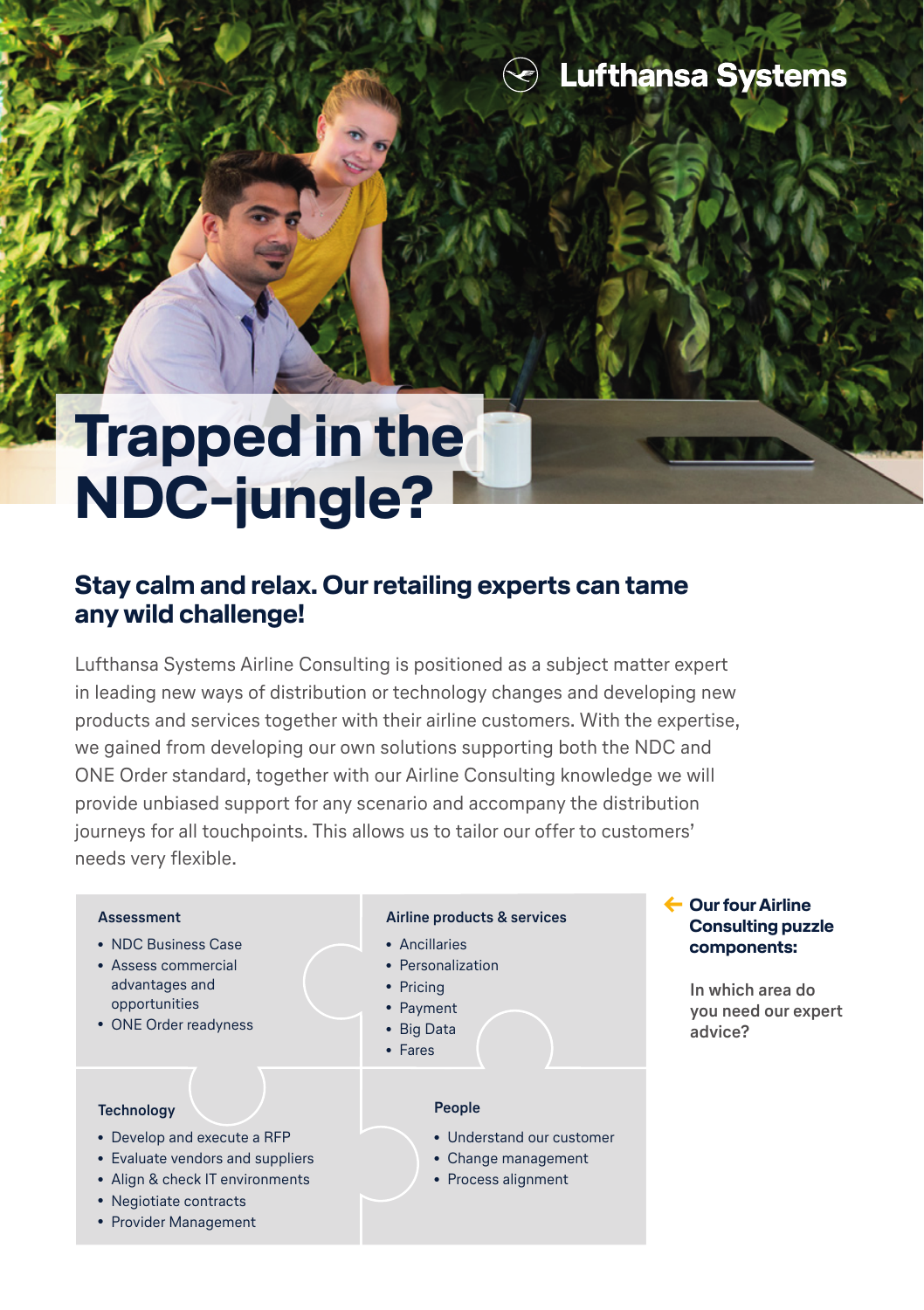Lufthansa Systems

# Trapped in the NDC-jungle?

## Stay calm and relax. Our retailing experts can tame any wild challenge!

Lufthansa Systems Airline Consulting is positioned as a subject matter expert in leading new ways of distribution or technology changes and developing new products and services together with their airline customers. With the expertise, we gained from developing our own solutions supporting both the NDC and ONE Order standard, together with our Airline Consulting knowledge we will provide unbiased support for any scenario and accompany the distribution journeys for all touchpoints. This allows us to tailor our offer to customers' needs very flexible.

**Assessment**

- NDC Business Case
- Assess commercial advantages and opportunities
- ONE Order readyness

**Airline products & services**

- Ancillaries
- Personalization
- Pricing
- Payment
- Big Data
- Fares

**Technology**

- Develop and execute a RFP
- Evaluate vendors and suppliers
- Align & check IT environments
- Negiotiate contracts
- Provider Management

**People**

- Understand our customer
- Change management
- Process alignment

**Our four Airline Consulting puzzle components:**

In which area do you need our expert advice?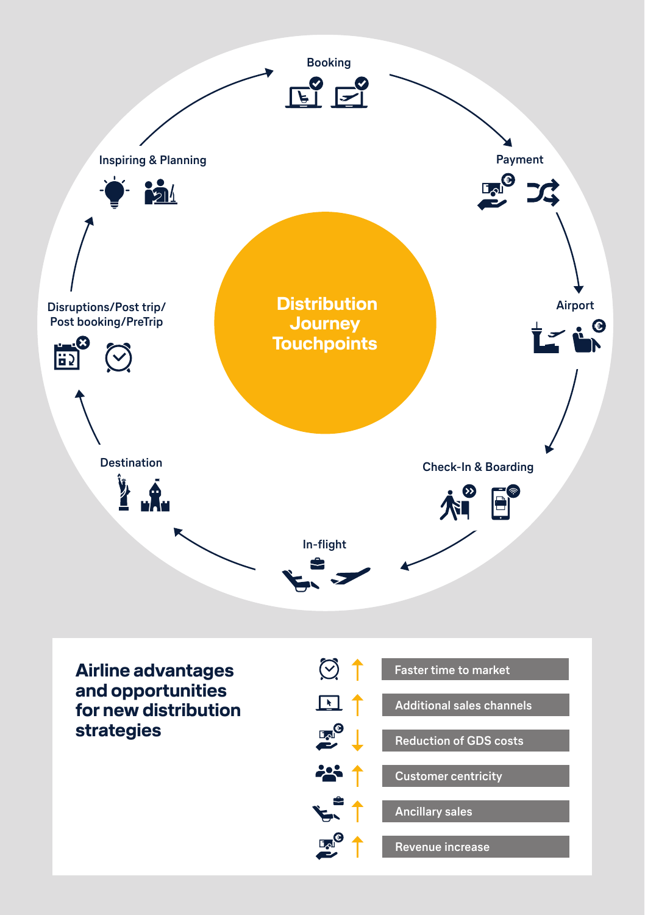Booking

Payment

Airport

Check-In & Boarding

In-flight

Destination

Disruptions/Post trip/
Post booking/PreTrip

Inspiring & Planning

**Distribution Journey Touchpoints**

## Airline advantages and opportunities for new distribution strategies

- ↑ Faster time to market
- ↑ Additional sales channels
- ↓ Reduction of GDS costs
- ↑ Customer centricity
- ↑ Ancillary sales
- ↑ Revenue increase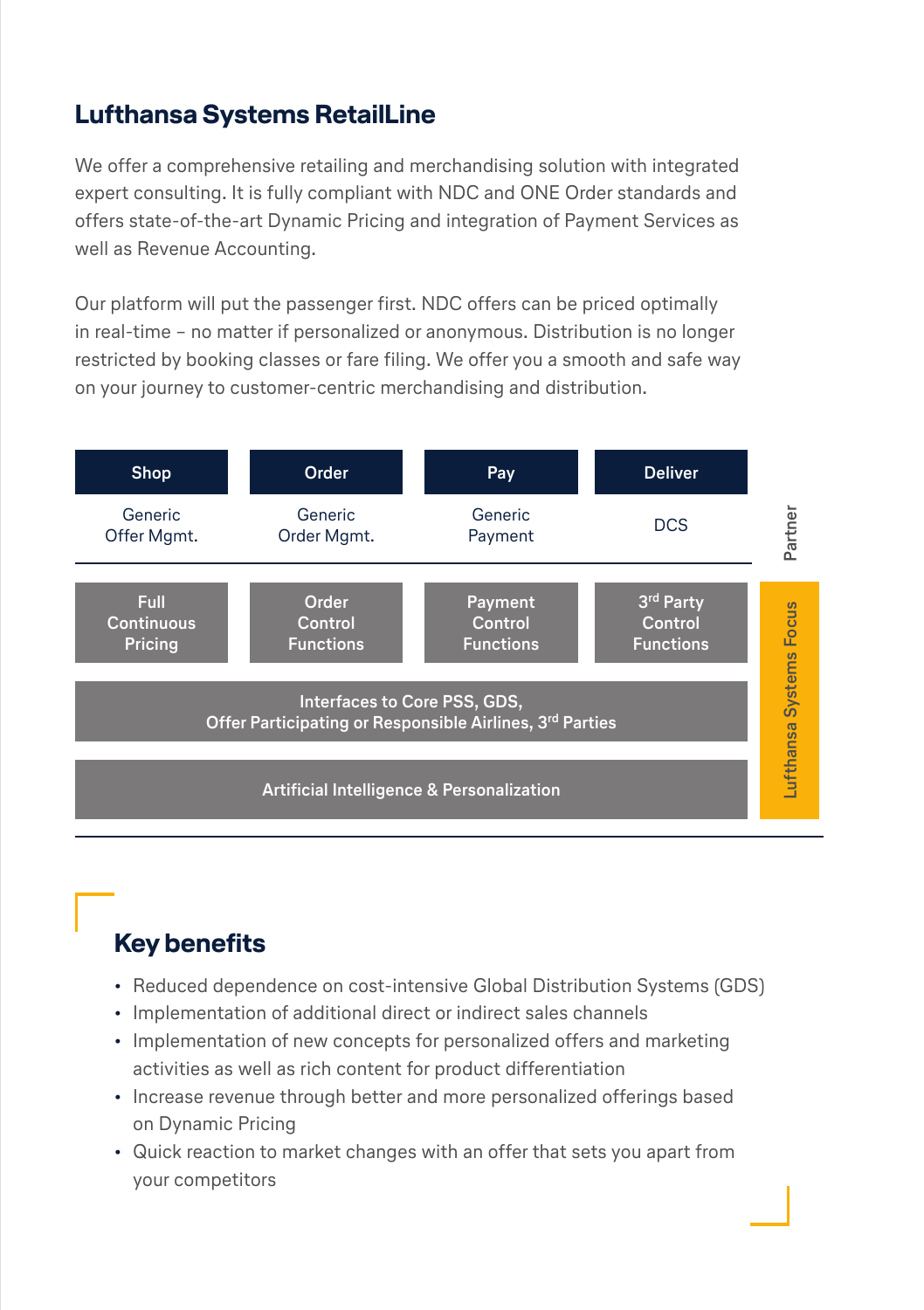## Lufthansa Systems RetailLine

We offer a comprehensive retailing and merchandising solution with integrated expert consulting. It is fully compliant with NDC and ONE Order standards and offers state-of-the-art Dynamic Pricing and integration of Payment Services as well as Revenue Accounting.

Our platform will put the passenger first. NDC offers can be priced optimally in real-time – no matter if personalized or anonymous. Distribution is no longer restricted by booking classes or fare filing. We offer you a smooth and safe way on your journey to customer-centric merchandising and distribution.

| Shop | Order | Pay | Deliver | |
|---|---|---|---|---|
| Generic Offer Mgmt. | Generic Order Mgmt. | Generic Payment | DCS | Partner |
| Full Continuous Pricing | Order Control Functions | Payment Control Functions | 3rd Party Control Functions | Lufthansa Systems Focus |
| Interfaces to Core PSS, GDS, Offer Participating or Responsible Airlines, 3rd Parties | | | | |
| Artificial Intelligence & Personalization | | | | |

### Key benefits

- Reduced dependence on cost-intensive Global Distribution Systems (GDS)
- Implementation of additional direct or indirect sales channels
- Implementation of new concepts for personalized offers and marketing activities as well as rich content for product differentiation
- Increase revenue through better and more personalized offerings based on Dynamic Pricing
- Quick reaction to market changes with an offer that sets you apart from your competitors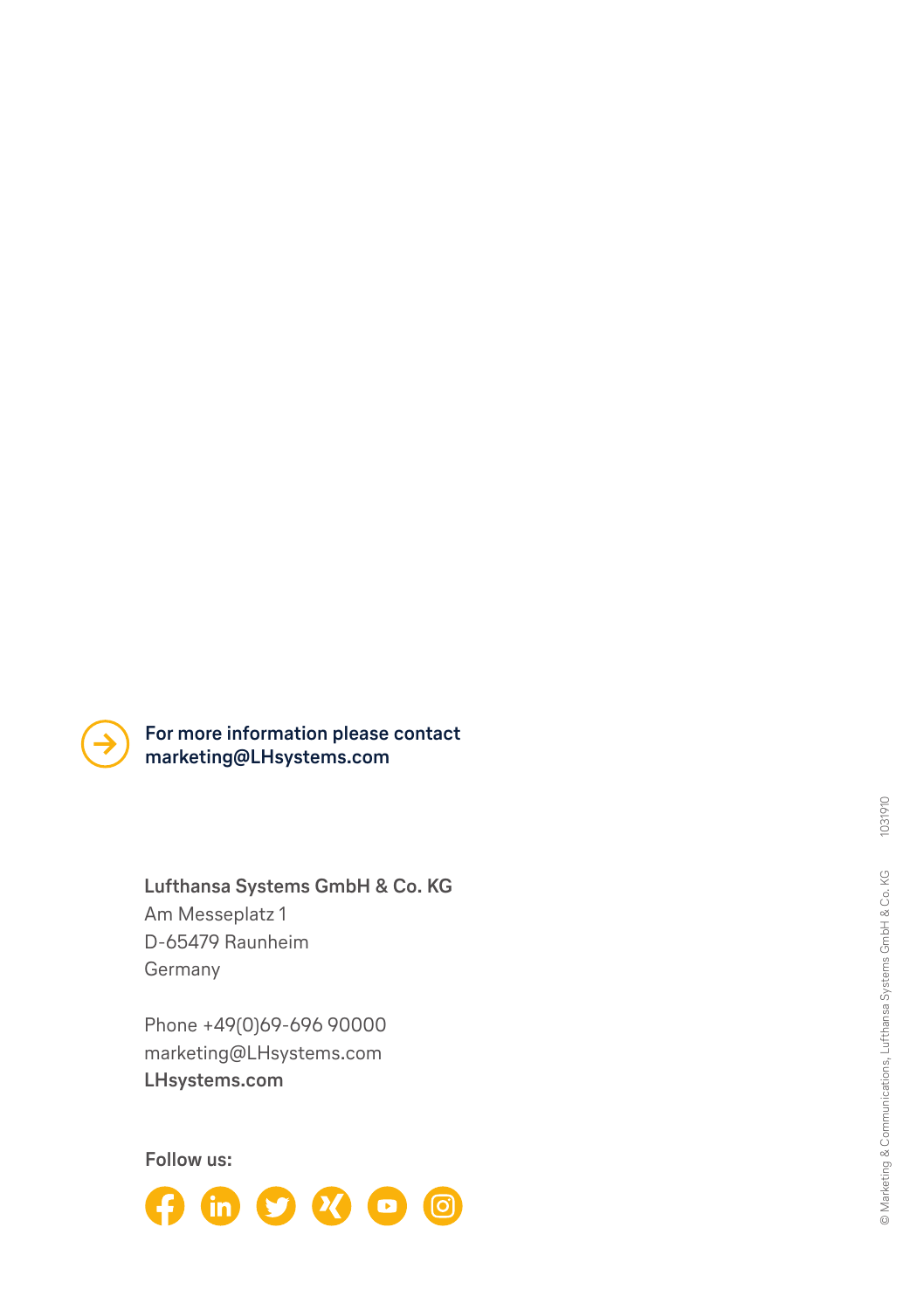**For more information please contact**
**marketing@LHsystems.com**

**Lufthansa Systems GmbH & Co. KG**
Am Messeplatz 1
D-65479 Raunheim
Germany

Phone +49(0)69-696 90000
marketing@LHsystems.com
**LHsystems.com**

**Follow us:**

© Marketing & Communications, Lufthansa Systems GmbH & Co. KG 1031910